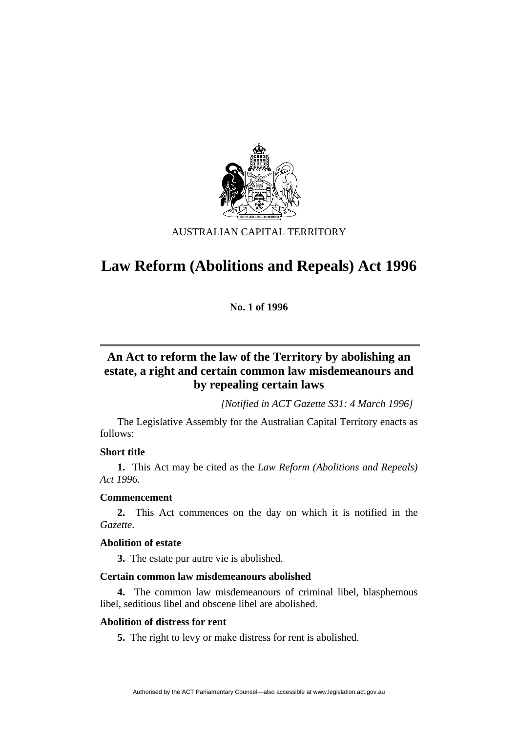AUSTRALIAN CAPITAL TERRITORY

# Law Reform (Abolitions and Repeals) Act 1996

**No. 1 of 1996**

## An Act to reform the law of the Territory by abolishing an estate, a right and certain common law misdemeanours and by repealing certain laws

*[Notified in ACT Gazette S31: 4 March 1996]*

The Legislative Assembly for the Australian Capital Territory enacts as follows:

### Short title

**1.** This Act may be cited as the *Law Reform (Abolitions and Repeals) Act 1996.*

### Commencement

**2.** This Act commences on the day on which it is notified in the *Gazette*.

### Abolition of estate

**3.** The estate pur autre vie is abolished.

### Certain common law misdemeanours abolished

**4.** The common law misdemeanours of criminal libel, blasphemous libel, seditious libel and obscene libel are abolished.

### Abolition of distress for rent

**5.** The right to levy or make distress for rent is abolished.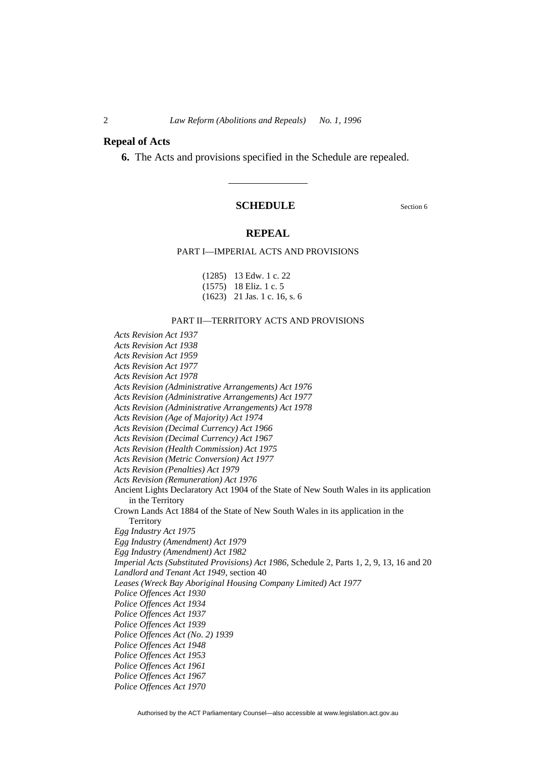## Repeal of Acts

**6.** The Acts and provisions specified in the Schedule are repealed.

---

## SCHEDULE

Section 6

### REPEAL

#### PART I—IMPERIAL ACTS AND PROVISIONS

(1285) 13 Edw. 1 c. 22
(1575) 18 Eliz. 1 c. 5
(1623) 21 Jas. 1 c. 16, s. 6

#### PART II—TERRITORY ACTS AND PROVISIONS

*Acts Revision Act 1937*
*Acts Revision Act 1938*
*Acts Revision Act 1959*
*Acts Revision Act 1977*
*Acts Revision Act 1978*
*Acts Revision (Administrative Arrangements) Act 1976*
*Acts Revision (Administrative Arrangements) Act 1977*
*Acts Revision (Administrative Arrangements) Act 1978*
*Acts Revision (Age of Majority) Act 1974*
*Acts Revision (Decimal Currency) Act 1966*
*Acts Revision (Decimal Currency) Act 1967*
*Acts Revision (Health Commission) Act 1975*
*Acts Revision (Metric Conversion) Act 1977*
*Acts Revision (Penalties) Act 1979*
*Acts Revision (Remuneration) Act 1976*
Ancient Lights Declaratory Act 1904 of the State of New South Wales in its application in the Territory
Crown Lands Act 1884 of the State of New South Wales in its application in the Territory
*Egg Industry Act 1975*
*Egg Industry (Amendment) Act 1979*
*Egg Industry (Amendment) Act 1982*
*Imperial Acts (Substituted Provisions) Act 1986*, Schedule 2, Parts 1, 2, 9, 13, 16 and 20
*Landlord and Tenant Act 1949*, section 40
*Leases (Wreck Bay Aboriginal Housing Company Limited) Act 1977*
*Police Offences Act 1930*
*Police Offences Act 1934*
*Police Offences Act 1937*
*Police Offences Act 1939*
*Police Offences Act (No. 2) 1939*
*Police Offences Act 1948*
*Police Offences Act 1953*
*Police Offences Act 1961*
*Police Offences Act 1967*
*Police Offences Act 1970*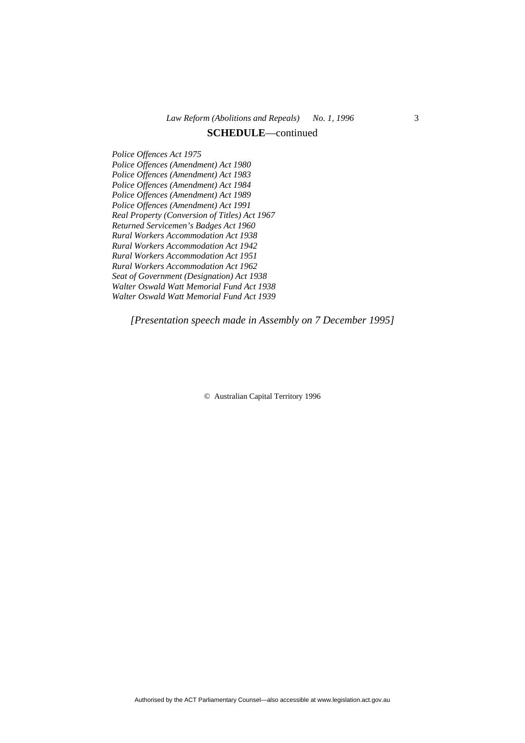**SCHEDULE**—continued

*Police Offences Act 1975*
*Police Offences (Amendment) Act 1980*
*Police Offences (Amendment) Act 1983*
*Police Offences (Amendment) Act 1984*
*Police Offences (Amendment) Act 1989*
*Police Offences (Amendment) Act 1991*
*Real Property (Conversion of Titles) Act 1967*
*Returned Servicemen's Badges Act 1960*
*Rural Workers Accommodation Act 1938*
*Rural Workers Accommodation Act 1942*
*Rural Workers Accommodation Act 1951*
*Rural Workers Accommodation Act 1962*
*Seat of Government (Designation) Act 1938*
*Walter Oswald Watt Memorial Fund Act 1938*
*Walter Oswald Watt Memorial Fund Act 1939*

*[Presentation speech made in Assembly on 7 December 1995]*

© Australian Capital Territory 1996